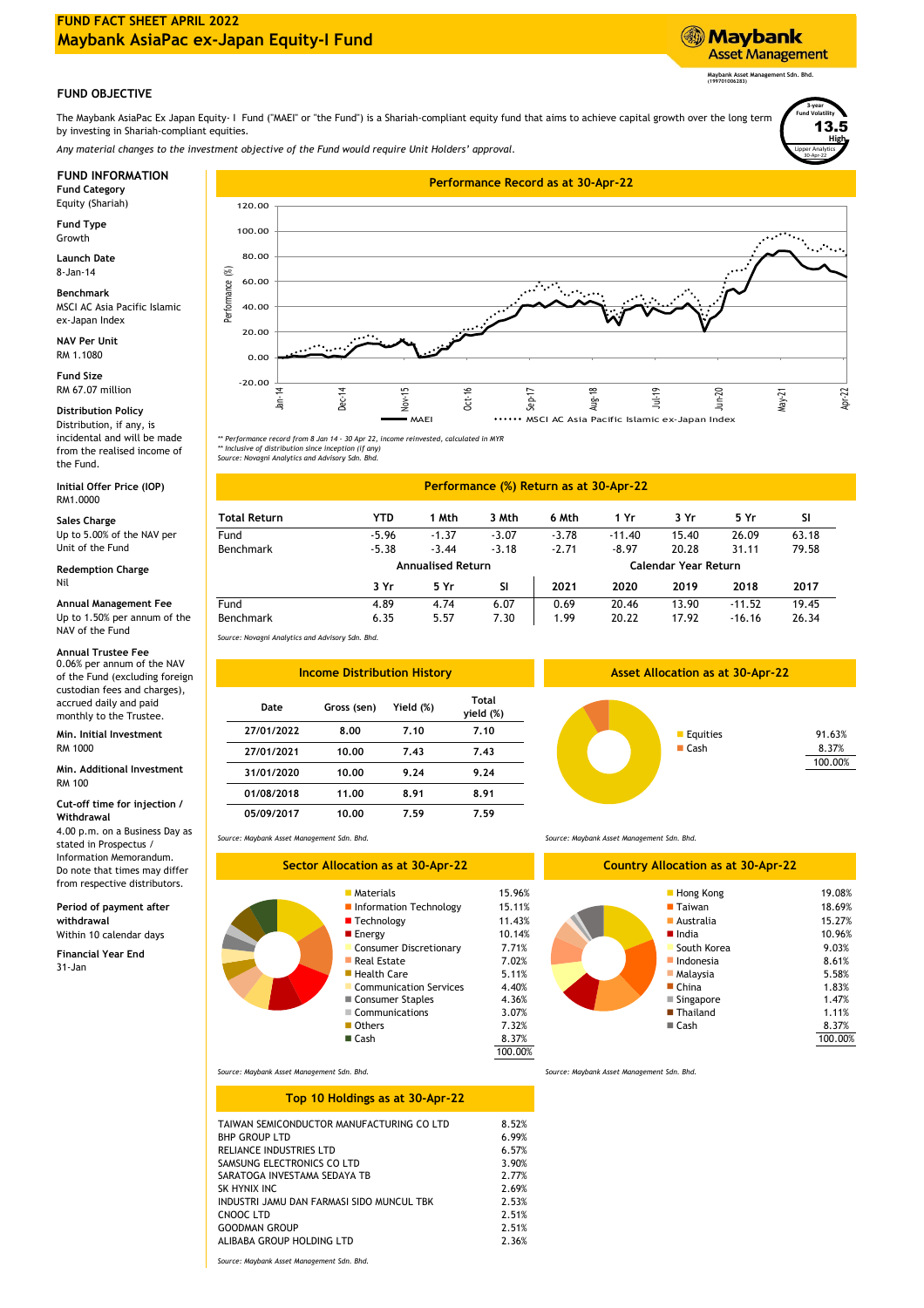# FUND FACT SHEET APRIL 2022
# Maybank AsiaPac ex-Japan Equity-I Fund

Maybank Asset Management
Maybank Asset Management Sdn. Bhd. (199701006283)

## FUND OBJECTIVE

The Maybank AsiaPac Ex Japan Equity- I Fund ("MAEI" or "the Fund") is a Shariah-compliant equity fund that aims to achieve capital growth over the long term by investing in Shariah-compliant equities.

*Any material changes to the investment objective of the Fund would require Unit Holders' approval.*

3-year Fund Volatility: **13.5** High
Lipper Analytics 30-Apr-22

## FUND INFORMATION

**Fund Category**
Equity (Shariah)

**Fund Type**
Growth

**Launch Date**
8-Jan-14

**Benchmark**
MSCI AC Asia Pacific Islamic ex-Japan Index

**NAV Per Unit**
RM 1.1080

**Fund Size**
RM 67.07 million

**Distribution Policy**
Distribution, if any, is incidental and will be made from the realised income of the Fund.

**Initial Offer Price (IOP)**
RM1.0000

**Sales Charge**
Up to 5.00% of the NAV per Unit of the Fund

**Redemption Charge**
Nil

**Annual Management Fee**
Up to 1.50% per annum of the NAV of the Fund

**Annual Trustee Fee**
0.06% per annum of the NAV of the Fund (excluding foreign custodian fees and charges), accrued daily and paid monthly to the Trustee.

**Min. Initial Investment**
RM 1000

**Min. Additional Investment**
RM 100

**Cut-off time for injection / Withdrawal**
4.00 p.m. on a Business Day as stated in Prospectus / Information Memorandum. Do note that times may differ from respective distributors.

**Period of payment after withdrawal**
Within 10 calendar days

**Financial Year End**
31-Jan

## Performance Record as at 30-Apr-22

Performance (%) chart from Jan-14 to Apr-22 — MAEI vs MSCI AC Asia Pacific Islamic ex-Japan Index

*\*\* Performance record from 8 Jan 14 - 30 Apr 22, income reinvested, calculated in MYR*
*\*\* Inclusive of distribution since inception (if any)*
*Source: Novagni Analytics and Advisory Sdn. Bhd.*

## Performance (%) Return as at 30-Apr-22

| Total Return | YTD | 1 Mth | 3 Mth | 6 Mth | 1 Yr | 3 Yr | 5 Yr | SI |
|---|---|---|---|---|---|---|---|---|
| Fund | -5.96 | -1.37 | -3.07 | -3.78 | -11.40 | 15.40 | 26.09 | 63.18 |
| Benchmark | -5.38 | -3.44 | -3.18 | -2.71 | -8.97 | 20.28 | 31.11 | 79.58 |

| | Annualised Return | | | Calendar Year Return | | | | |
|---|---|---|---|---|---|---|---|---|
| | 3 Yr | 5 Yr | SI | 2021 | 2020 | 2019 | 2018 | 2017 |
| Fund | 4.89 | 4.74 | 6.07 | 0.69 | 20.46 | 13.90 | -11.52 | 19.45 |
| Benchmark | 6.35 | 5.57 | 7.30 | 1.99 | 20.22 | 17.92 | -16.16 | 26.34 |

*Source: Novagni Analytics and Advisory Sdn. Bhd.*

## Income Distribution History

| Date | Gross (sen) | Yield (%) | Total yield (%) |
|---|---|---|---|
| 27/01/2022 | 8.00 | 7.10 | 7.10 |
| 27/01/2021 | 10.00 | 7.43 | 7.43 |
| 31/01/2020 | 10.00 | 9.24 | 9.24 |
| 01/08/2018 | 11.00 | 8.91 | 8.91 |
| 05/09/2017 | 10.00 | 7.59 | 7.59 |

*Source: Maybank Asset Management Sdn. Bhd.*

## Asset Allocation as at 30-Apr-22

| | |
|---|---|
| Equities | 91.63% |
| Cash | 8.37% |
| | 100.00% |

*Source: Maybank Asset Management Sdn. Bhd.*

## Sector Allocation as at 30-Apr-22

| | |
|---|---|
| Materials | 15.96% |
| Information Technology | 15.11% |
| Technology | 11.43% |
| Energy | 10.14% |
| Consumer Discretionary | 7.71% |
| Real Estate | 7.02% |
| Health Care | 5.11% |
| Communication Services | 4.40% |
| Consumer Staples | 4.36% |
| Communications | 3.07% |
| Others | 7.32% |
| Cash | 8.37% |
| | 100.00% |

*Source: Maybank Asset Management Sdn. Bhd.*

## Country Allocation as at 30-Apr-22

| | |
|---|---|
| Hong Kong | 19.08% |
| Taiwan | 18.69% |
| Australia | 15.27% |
| India | 10.96% |
| South Korea | 9.03% |
| Indonesia | 8.61% |
| Malaysia | 5.58% |
| China | 1.83% |
| Singapore | 1.47% |
| Thailand | 1.11% |
| Cash | 8.37% |
| | 100.00% |

*Source: Maybank Asset Management Sdn. Bhd.*

## Top 10 Holdings as at 30-Apr-22

| | |
|---|---|
| TAIWAN SEMICONDUCTOR MANUFACTURING CO LTD | 8.52% |
| BHP GROUP LTD | 6.99% |
| RELIANCE INDUSTRIES LTD | 6.57% |
| SAMSUNG ELECTRONICS CO LTD | 3.90% |
| SARATOGA INVESTAMA SEDAYA TB | 2.77% |
| SK HYNIX INC | 2.69% |
| INDUSTRI JAMU DAN FARMASI SIDO MUNCUL TBK | 2.53% |
| CNOOC LTD | 2.51% |
| GOODMAN GROUP | 2.51% |
| ALIBABA GROUP HOLDING LTD | 2.36% |

*Source: Maybank Asset Management Sdn. Bhd.*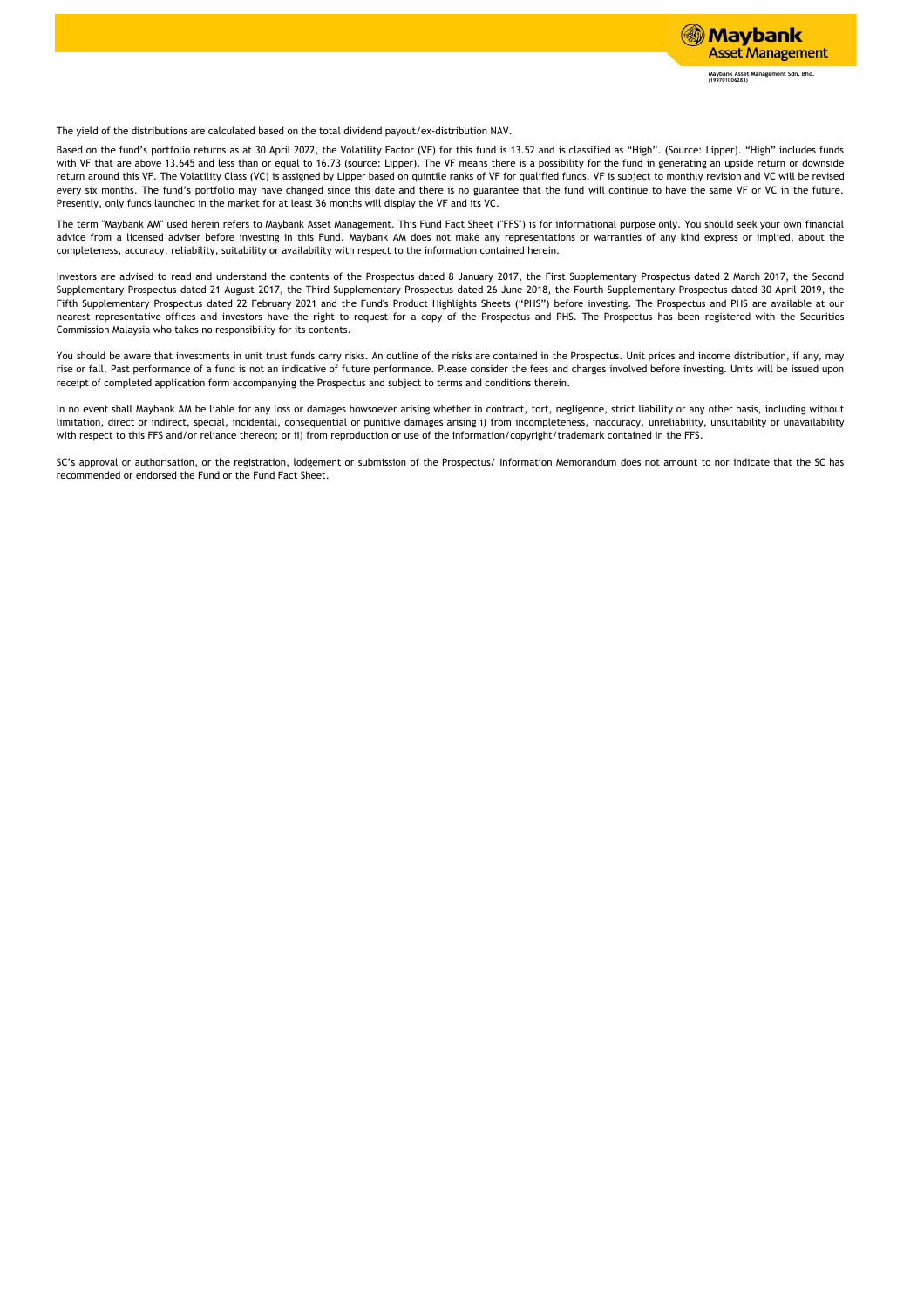The yield of the distributions are calculated based on the total dividend payout/ex-distribution NAV.

Based on the fund's portfolio returns as at 30 April 2022, the Volatility Factor (VF) for this fund is 13.52 and is classified as "High". (Source: Lipper). "High" includes funds with VF that are above 13.645 and less than or equal to 16.73 (source: Lipper). The VF means there is a possibility for the fund in generating an upside return or downside return around this VF. The Volatility Class (VC) is assigned by Lipper based on quintile ranks of VF for qualified funds. VF is subject to monthly revision and VC will be revised every six months. The fund's portfolio may have changed since this date and there is no guarantee that the fund will continue to have the same VF or VC in the future. Presently, only funds launched in the market for at least 36 months will display the VF and its VC.

The term "Maybank AM" used herein refers to Maybank Asset Management. This Fund Fact Sheet ("FFS") is for informational purpose only. You should seek your own financial advice from a licensed adviser before investing in this Fund. Maybank AM does not make any representations or warranties of any kind express or implied, about the completeness, accuracy, reliability, suitability or availability with respect to the information contained herein.

Investors are advised to read and understand the contents of the Prospectus dated 8 January 2017, the First Supplementary Prospectus dated 2 March 2017, the Second Supplementary Prospectus dated 21 August 2017, the Third Supplementary Prospectus dated 26 June 2018, the Fourth Supplementary Prospectus dated 30 April 2019, the Fifth Supplementary Prospectus dated 22 February 2021 and the Fund's Product Highlights Sheets ("PHS") before investing. The Prospectus and PHS are available at our nearest representative offices and investors have the right to request for a copy of the Prospectus and PHS. The Prospectus has been registered with the Securities Commission Malaysia who takes no responsibility for its contents.

You should be aware that investments in unit trust funds carry risks. An outline of the risks are contained in the Prospectus. Unit prices and income distribution, if any, may rise or fall. Past performance of a fund is not an indicative of future performance. Please consider the fees and charges involved before investing. Units will be issued upon receipt of completed application form accompanying the Prospectus and subject to terms and conditions therein.

In no event shall Maybank AM be liable for any loss or damages howsoever arising whether in contract, tort, negligence, strict liability or any other basis, including without limitation, direct or indirect, special, incidental, consequential or punitive damages arising i) from incompleteness, inaccuracy, unreliability, unsuitability or unavailability with respect to this FFS and/or reliance thereon; or ii) from reproduction or use of the information/copyright/trademark contained in the FFS.

SC's approval or authorisation, or the registration, lodgement or submission of the Prospectus/ Information Memorandum does not amount to nor indicate that the SC has recommended or endorsed the Fund or the Fund Fact Sheet.